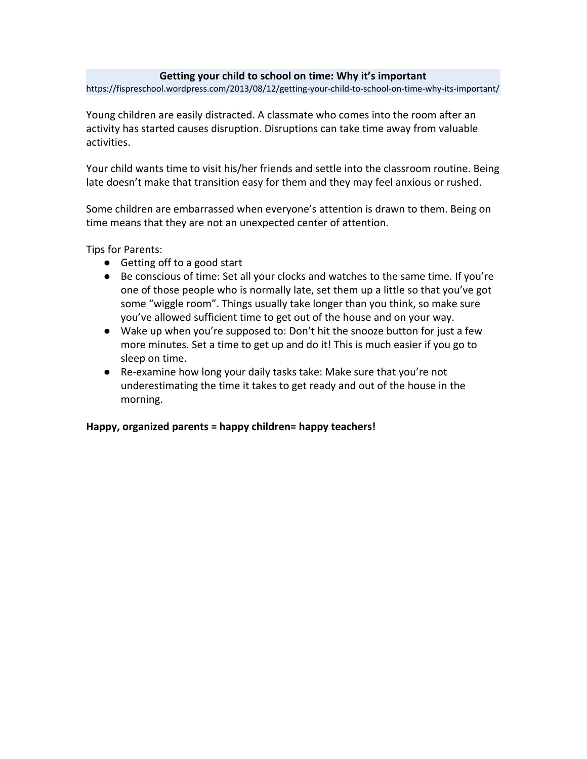**Getting your child to school on time: Why it's important**

https://fispreschool.wordpress.com/2013/08/12/getting-your-child-to-school-on-time-why-its-important/

Young children are easily distracted. A classmate who comes into the room after an activity has started causes disruption. Disruptions can take time away from valuable activities.

Your child wants time to visit his/her friends and settle into the classroom routine. Being late doesn't make that transition easy for them and they may feel anxious or rushed.

Some children are embarrassed when everyone's attention is drawn to them. Being on time means that they are not an unexpected center of attention.

Tips for Parents:

- Getting off to a good start
- Be conscious of time: Set all your clocks and watches to the same time. If you're one of those people who is normally late, set them up a little so that you've got some "wiggle room". Things usually take longer than you think, so make sure you've allowed sufficient time to get out of the house and on your way.
- Wake up when you're supposed to: Don't hit the snooze button for just a few more minutes. Set a time to get up and do it! This is much easier if you go to sleep on time.
- Re-examine how long your daily tasks take: Make sure that you're not underestimating the time it takes to get ready and out of the house in the morning.

**Happy, organized parents = happy children= happy teachers!**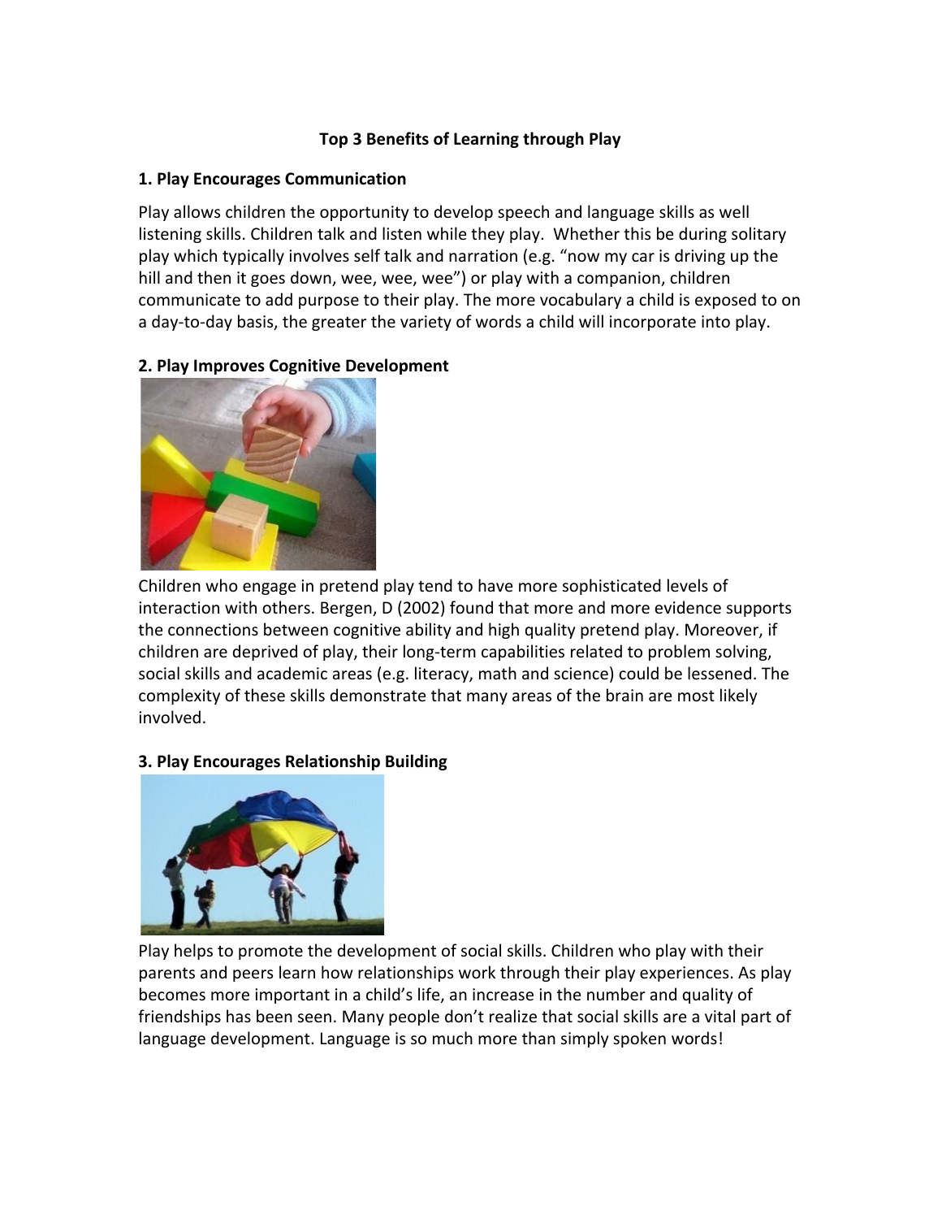## Top 3 Benefits of Learning through Play

### 1. Play Encourages Communication

Play allows children the opportunity to develop speech and language skills as well listening skills. Children talk and listen while they play. Whether this be during solitary play which typically involves self talk and narration (e.g. "now my car is driving up the hill and then it goes down, wee, wee, wee") or play with a companion, children communicate to add purpose to their play. The more vocabulary a child is exposed to on a day-to-day basis, the greater the variety of words a child will incorporate into play.

### 2. Play Improves Cognitive Development

Children who engage in pretend play tend to have more sophisticated levels of interaction with others. Bergen, D (2002) found that more and more evidence supports the connections between cognitive ability and high quality pretend play. Moreover, if children are deprived of play, their long-term capabilities related to problem solving, social skills and academic areas (e.g. literacy, math and science) could be lessened. The complexity of these skills demonstrate that many areas of the brain are most likely involved.

### 3. Play Encourages Relationship Building

Play helps to promote the development of social skills. Children who play with their parents and peers learn how relationships work through their play experiences. As play becomes more important in a child's life, an increase in the number and quality of friendships has been seen. Many people don't realize that social skills are a vital part of language development. Language is so much more than simply spoken words!